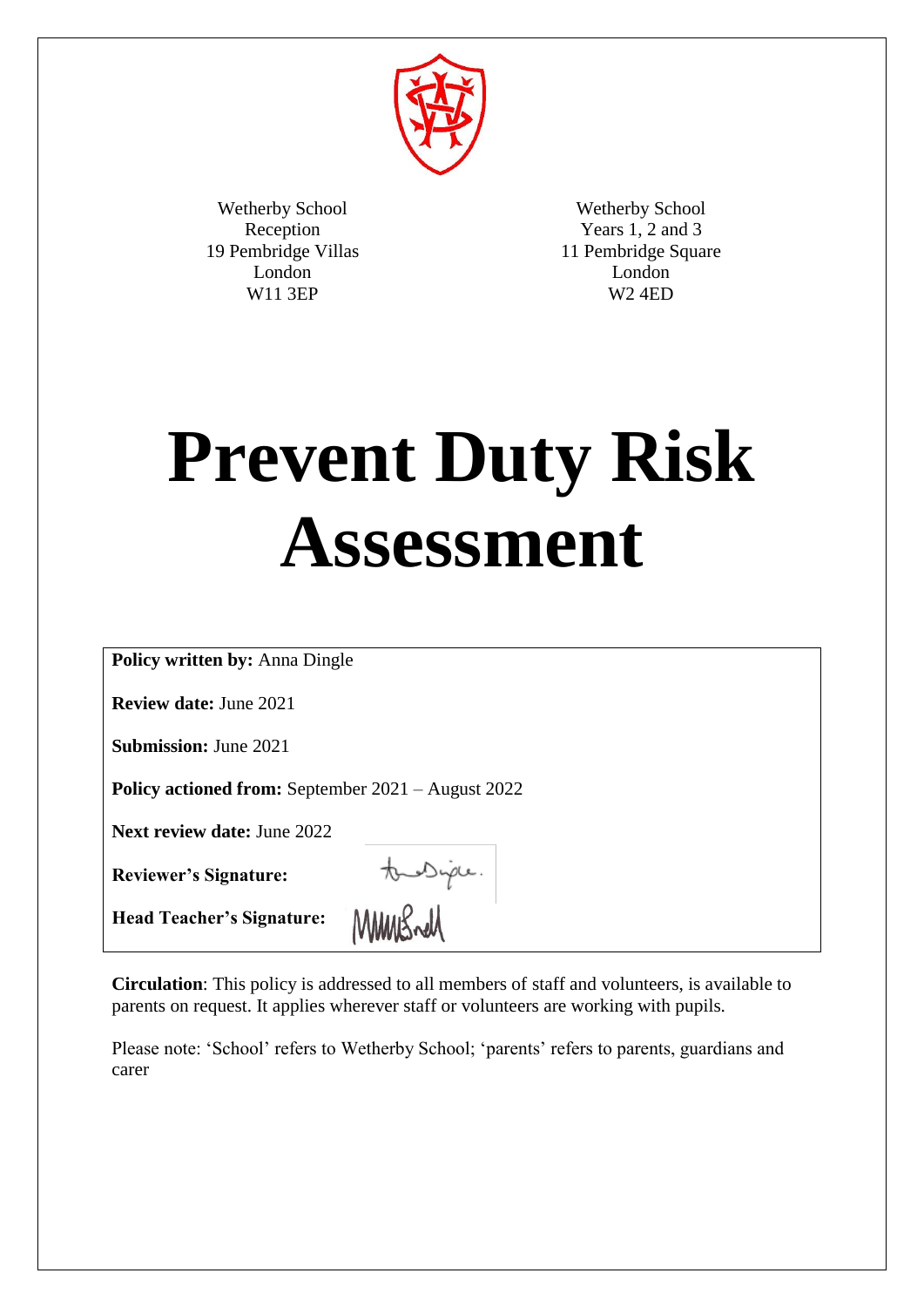Wetherby School
Reception
19 Pembridge Villas
London
W11 3EP

Wetherby School
Years 1, 2 and 3
11 Pembridge Square
London
W2 4ED

# Prevent Duty Risk Assessment

**Policy written by:** Anna Dingle

**Review date:** June 2021

**Submission:** June 2021

**Policy actioned from:** September 2021 – August 2022

**Next review date:** June 2022

**Reviewer's Signature:**

**Head Teacher's Signature:**

**Circulation**: This policy is addressed to all members of staff and volunteers, is available to parents on request. It applies wherever staff or volunteers are working with pupils.

Please note: 'School' refers to Wetherby School; 'parents' refers to parents, guardians and carer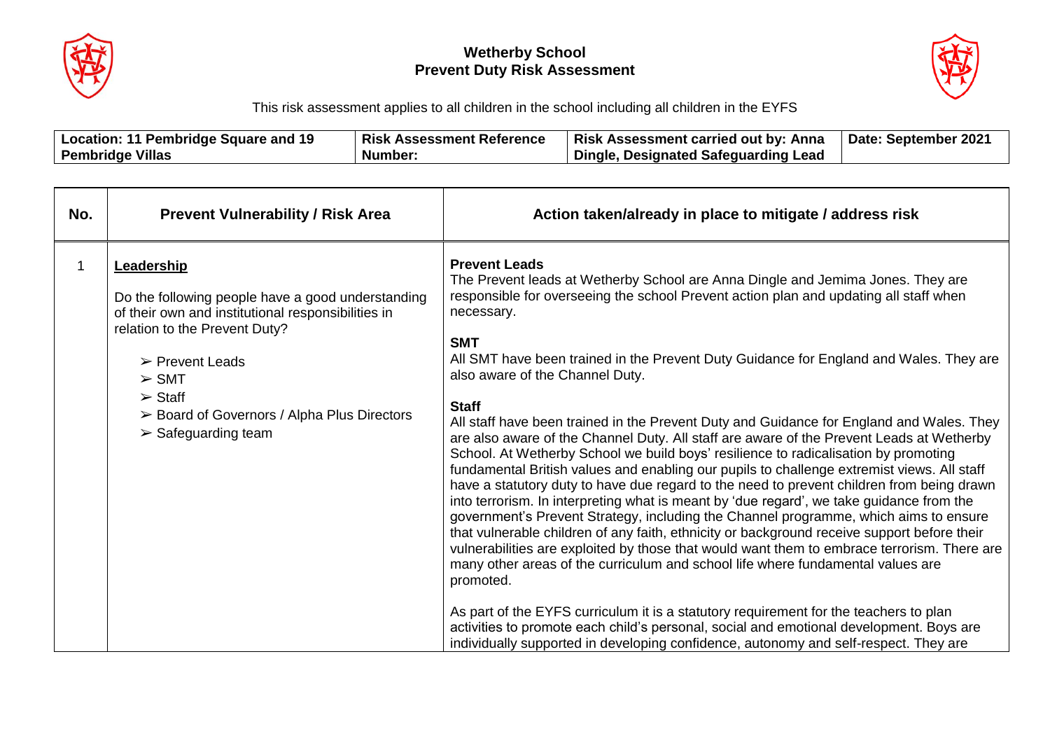**Wetherby School**
**Prevent Duty Risk Assessment**

This risk assessment applies to all children in the school including all children in the EYFS

| Location: 11 Pembridge Square and 19 Pembridge Villas | Risk Assessment Reference Number: | Risk Assessment carried out by: Anna Dingle, Designated Safeguarding Lead | Date: September 2021 |
|---|---|---|---|

| No. | Prevent Vulnerability / Risk Area | Action taken/already in place to mitigate / address risk |
|---|---|---|
| 1 | **Leadership**<br><br>Do the following people have a good understanding of their own and institutional responsibilities in relation to the Prevent Duty?<br><br>➢ Prevent Leads<br>➢ SMT<br>➢ Staff<br>➢ Board of Governors / Alpha Plus Directors<br>➢ Safeguarding team | **Prevent Leads**<br>The Prevent leads at Wetherby School are Anna Dingle and Jemima Jones. They are responsible for overseeing the school Prevent action plan and updating all staff when necessary.<br><br>**SMT**<br>All SMT have been trained in the Prevent Duty Guidance for England and Wales. They are also aware of the Channel Duty.<br><br>**Staff**<br>All staff have been trained in the Prevent Duty and Guidance for England and Wales. They are also aware of the Channel Duty. All staff are aware of the Prevent Leads at Wetherby School. At Wetherby School we build boys' resilience to radicalisation by promoting fundamental British values and enabling our pupils to challenge extremist views. All staff have a statutory duty to have due regard to the need to prevent children from being drawn into terrorism. In interpreting what is meant by 'due regard', we take guidance from the government's Prevent Strategy, including the Channel programme, which aims to ensure that vulnerable children of any faith, ethnicity or background receive support before their vulnerabilities are exploited by those that would want them to embrace terrorism. There are many other areas of the curriculum and school life where fundamental values are promoted.<br><br>As part of the EYFS curriculum it is a statutory requirement for the teachers to plan activities to promote each child's personal, social and emotional development. Boys are individually supported in developing confidence, autonomy and self-respect. They are |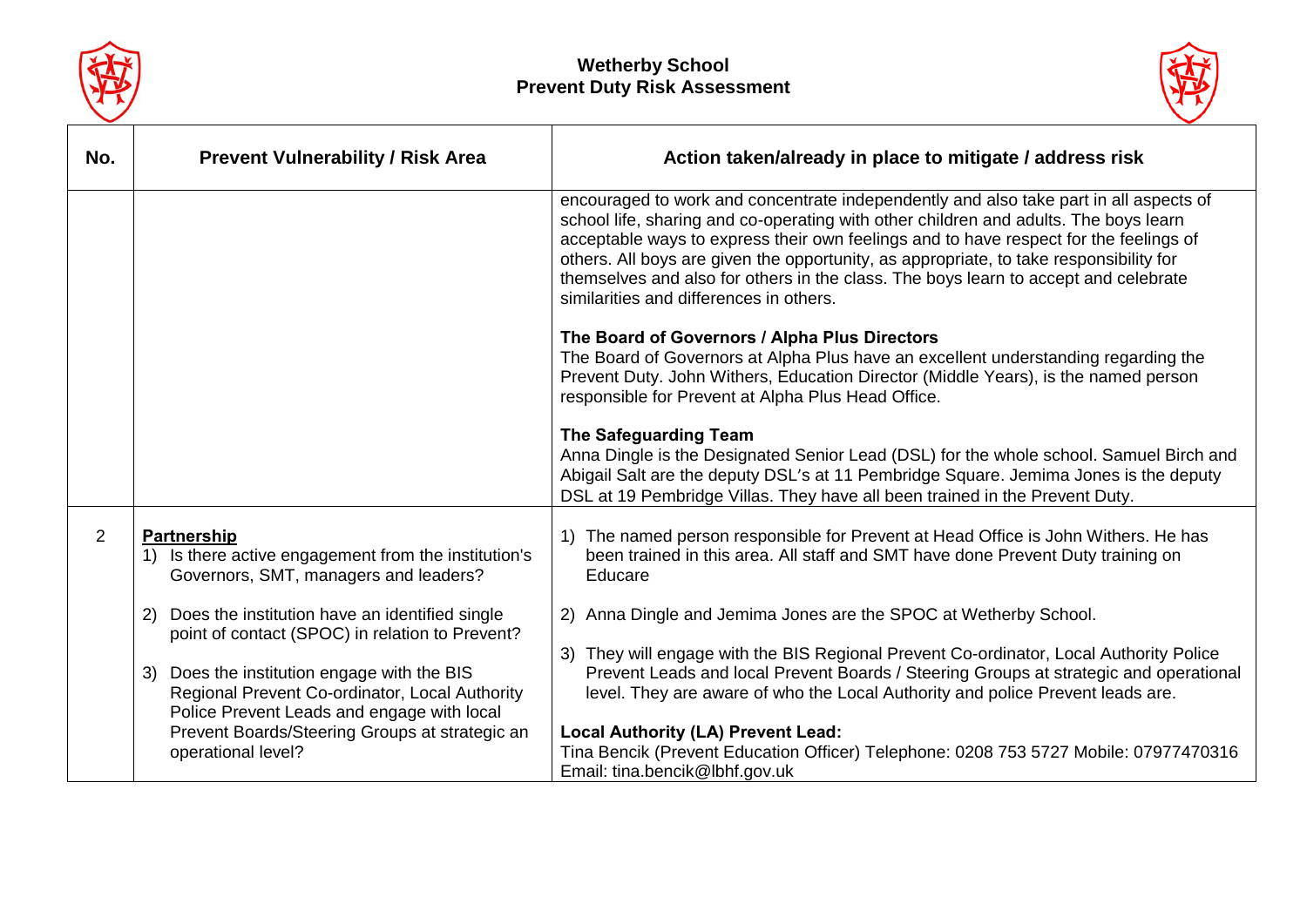# Wetherby School
## Prevent Duty Risk Assessment

| No. | Prevent Vulnerability / Risk Area | Action taken/already in place to mitigate / address risk |
|---|---|---|
| | | encouraged to work and concentrate independently and also take part in all aspects of school life, sharing and co-operating with other children and adults. The boys learn acceptable ways to express their own feelings and to have respect for the feelings of others. All boys are given the opportunity, as appropriate, to take responsibility for themselves and also for others in the class. The boys learn to accept and celebrate similarities and differences in others.<br><br>**The Board of Governors / Alpha Plus Directors**<br>The Board of Governors at Alpha Plus have an excellent understanding regarding the Prevent Duty. John Withers, Education Director (Middle Years), is the named person responsible for Prevent at Alpha Plus Head Office.<br><br>**The Safeguarding Team**<br>Anna Dingle is the Designated Senior Lead (DSL) for the whole school. Samuel Birch and Abigail Salt are the deputy DSL's at 11 Pembridge Square. Jemima Jones is the deputy DSL at 19 Pembridge Villas. They have all been trained in the Prevent Duty. |
| 2 | **<u>Partnership</u>**<br>1) Is there active engagement from the institution's Governors, SMT, managers and leaders?<br><br>2) Does the institution have an identified single point of contact (SPOC) in relation to Prevent?<br><br>3) Does the institution engage with the BIS Regional Prevent Co-ordinator, Local Authority Police Prevent Leads and engage with local Prevent Boards/Steering Groups at strategic an operational level? | 1) The named person responsible for Prevent at Head Office is John Withers. He has been trained in this area. All staff and SMT have done Prevent Duty training on Educare<br><br>2) Anna Dingle and Jemima Jones are the SPOC at Wetherby School.<br><br>3) They will engage with the BIS Regional Prevent Co-ordinator, Local Authority Police Prevent Leads and local Prevent Boards / Steering Groups at strategic and operational level. They are aware of who the Local Authority and police Prevent leads are.<br><br>**Local Authority (LA) Prevent Lead:**<br>Tina Bencik (Prevent Education Officer) Telephone: 0208 753 5727 Mobile: 07977470316 Email: tina.bencik@lbhf.gov.uk |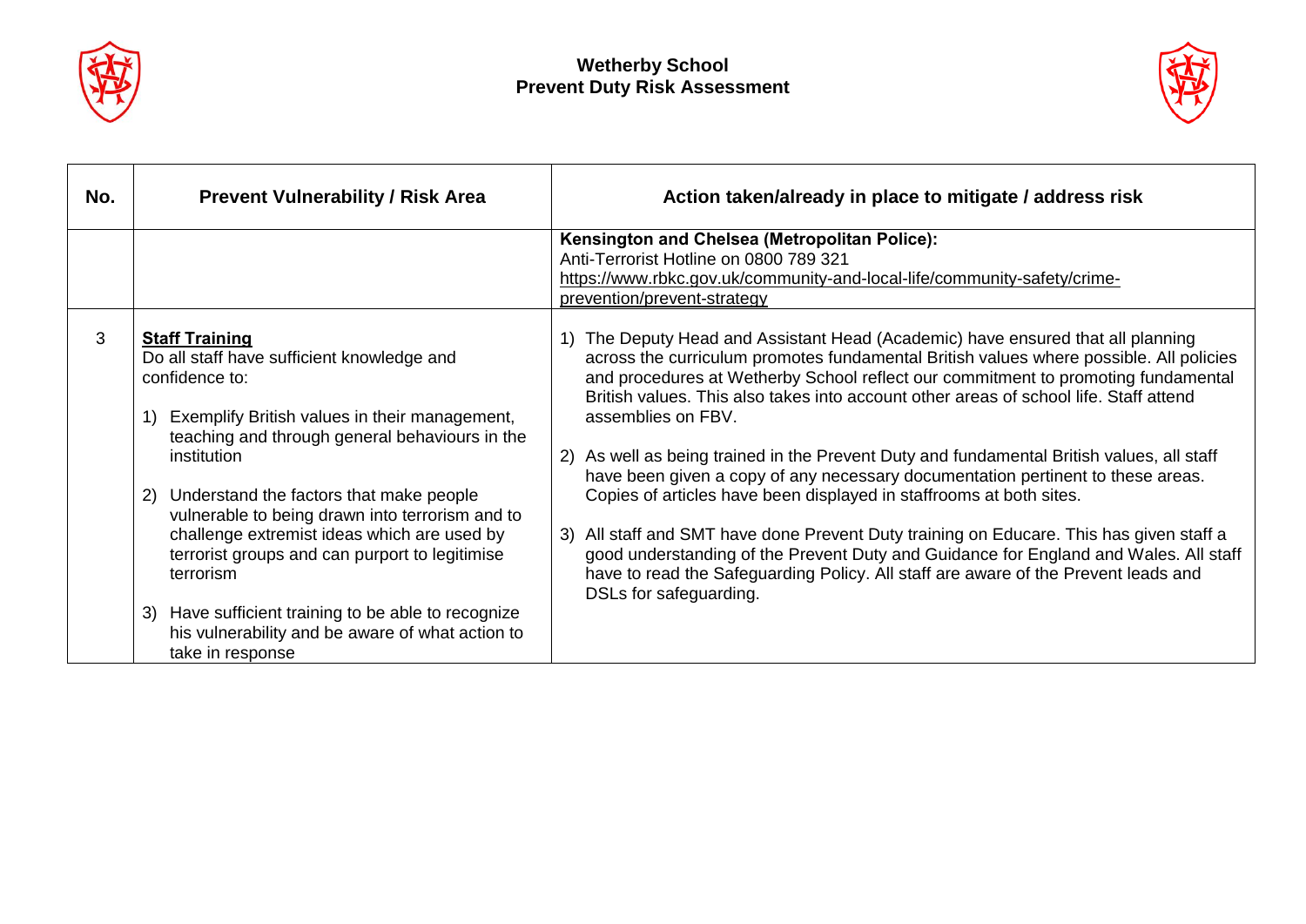| No. | Prevent Vulnerability / Risk Area | Action taken/already in place to mitigate / address risk |
|---|---|---|
| | | **Kensington and Chelsea (Metropolitan Police):**<br>Anti-Terrorist Hotline on 0800 789 321<br>https://www.rbkc.gov.uk/community-and-local-life/community-safety/crime-prevention/prevent-strategy |
| 3 | **Staff Training**<br>Do all staff have sufficient knowledge and confidence to:<br><br>1) Exemplify British values in their management, teaching and through general behaviours in the institution<br><br>2) Understand the factors that make people vulnerable to being drawn into terrorism and to challenge extremist ideas which are used by terrorist groups and can purport to legitimise terrorism<br><br>3) Have sufficient training to be able to recognize his vulnerability and be aware of what action to take in response | 1) The Deputy Head and Assistant Head (Academic) have ensured that all planning across the curriculum promotes fundamental British values where possible. All policies and procedures at Wetherby School reflect our commitment to promoting fundamental British values. This also takes into account other areas of school life. Staff attend assemblies on FBV.<br><br>2) As well as being trained in the Prevent Duty and fundamental British values, all staff have been given a copy of any necessary documentation pertinent to these areas. Copies of articles have been displayed in staffrooms at both sites.<br><br>3) All staff and SMT have done Prevent Duty training on Educare. This has given staff a good understanding of the Prevent Duty and Guidance for England and Wales. All staff have to read the Safeguarding Policy. All staff are aware of the Prevent leads and DSLs for safeguarding. |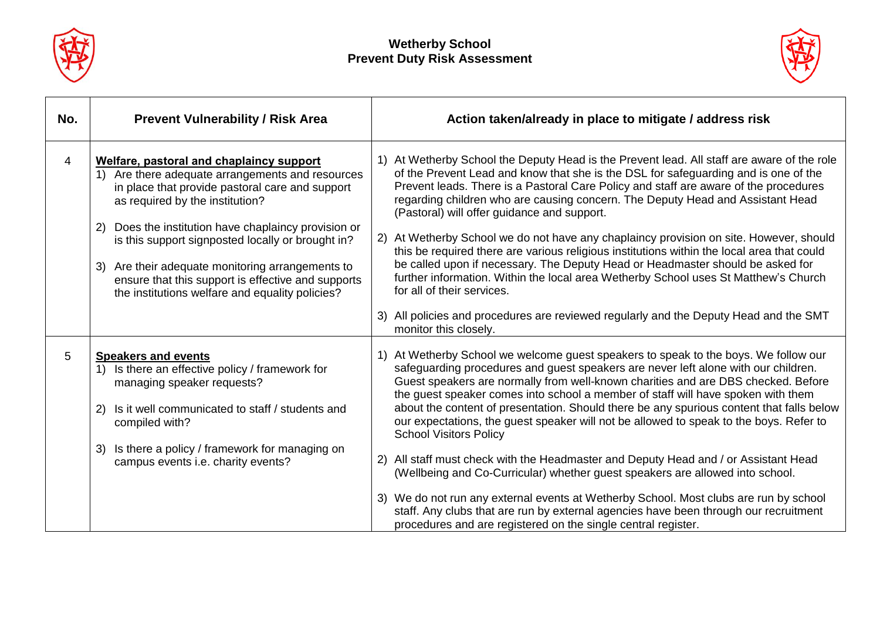**Wetherby School**
**Prevent Duty Risk Assessment**

| No. | Prevent Vulnerability / Risk Area | Action taken/already in place to mitigate / address risk |
|---|---|---|
| 4 | **Welfare, pastoral and chaplaincy support**<br>1) Are there adequate arrangements and resources in place that provide pastoral care and support as required by the institution?<br>2) Does the institution have chaplaincy provision or is this support signposted locally or brought in?<br>3) Are their adequate monitoring arrangements to ensure that this support is effective and supports the institutions welfare and equality policies? | 1) At Wetherby School the Deputy Head is the Prevent lead. All staff are aware of the role of the Prevent Lead and know that she is the DSL for safeguarding and is one of the Prevent leads. There is a Pastoral Care Policy and staff are aware of the procedures regarding children who are causing concern. The Deputy Head and Assistant Head (Pastoral) will offer guidance and support.<br>2) At Wetherby School we do not have any chaplaincy provision on site. However, should this be required there are various religious institutions within the local area that could be called upon if necessary. The Deputy Head or Headmaster should be asked for further information. Within the local area Wetherby School uses St Matthew's Church for all of their services.<br>3) All policies and procedures are reviewed regularly and the Deputy Head and the SMT monitor this closely. |
| 5 | **Speakers and events**<br>1) Is there an effective policy / framework for managing speaker requests?<br>2) Is it well communicated to staff / students and compiled with?<br>3) Is there a policy / framework for managing on campus events i.e. charity events? | 1) At Wetherby School we welcome guest speakers to speak to the boys. We follow our safeguarding procedures and guest speakers are never left alone with our children. Guest speakers are normally from well-known charities and are DBS checked. Before the guest speaker comes into school a member of staff will have spoken with them about the content of presentation. Should there be any spurious content that falls below our expectations, the guest speaker will not be allowed to speak to the boys. Refer to School Visitors Policy<br>2) All staff must check with the Headmaster and Deputy Head and / or Assistant Head (Wellbeing and Co-Curricular) whether guest speakers are allowed into school.<br>3) We do not run any external events at Wetherby School. Most clubs are run by school staff. Any clubs that are run by external agencies have been through our recruitment procedures and are registered on the single central register. |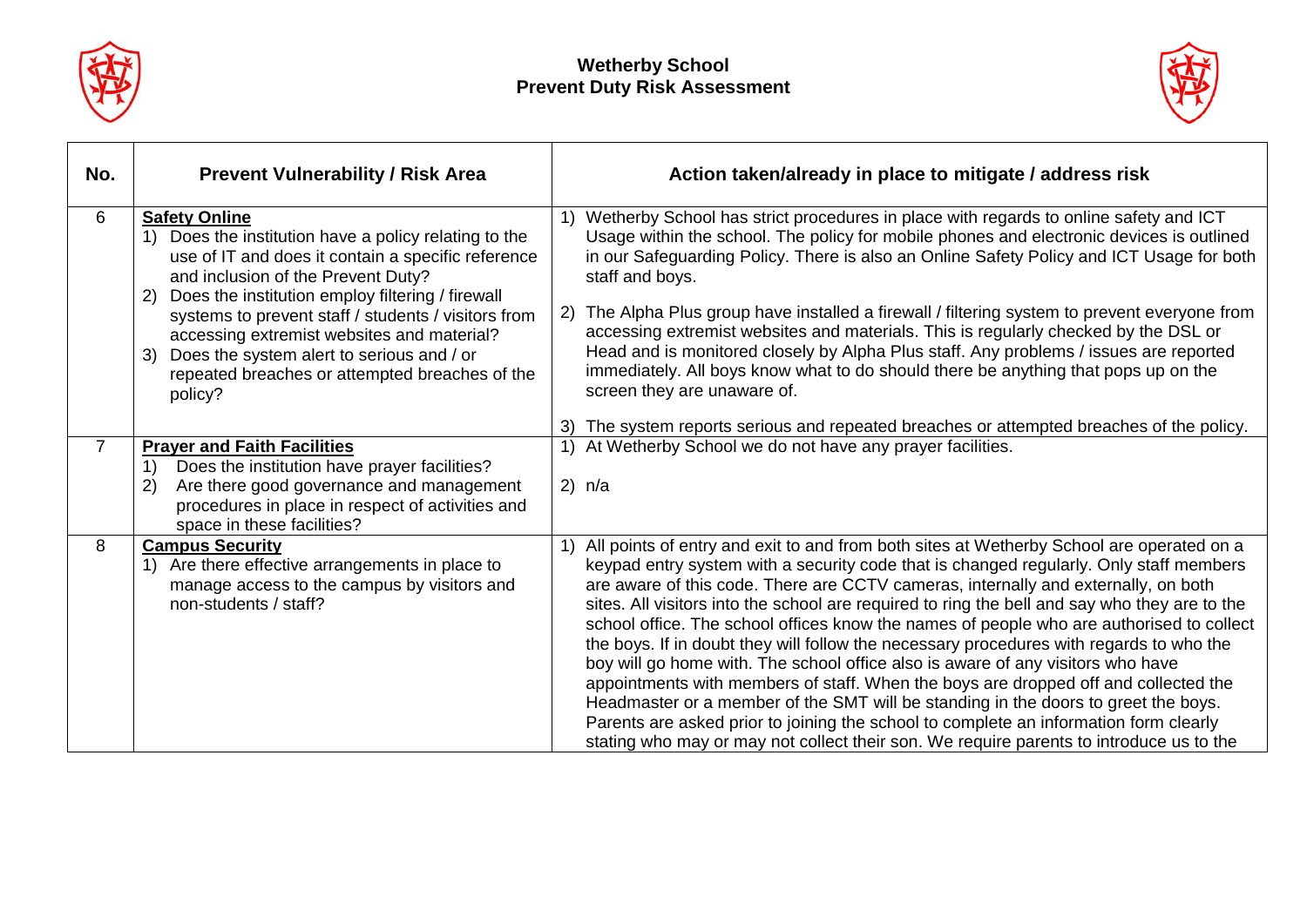**Wetherby School**
**Prevent Duty Risk Assessment**

| No. | Prevent Vulnerability / Risk Area | Action taken/already in place to mitigate / address risk |
|---|---|---|
| 6 | **Safety Online**<br>1) Does the institution have a policy relating to the use of IT and does it contain a specific reference and inclusion of the Prevent Duty?<br>2) Does the institution employ filtering / firewall systems to prevent staff / students / visitors from accessing extremist websites and material?<br>3) Does the system alert to serious and / or repeated breaches or attempted breaches of the policy? | 1) Wetherby School has strict procedures in place with regards to online safety and ICT Usage within the school. The policy for mobile phones and electronic devices is outlined in our Safeguarding Policy. There is also an Online Safety Policy and ICT Usage for both staff and boys.<br>2) The Alpha Plus group have installed a firewall / filtering system to prevent everyone from accessing extremist websites and materials. This is regularly checked by the DSL or Head and is monitored closely by Alpha Plus staff. Any problems / issues are reported immediately. All boys know what to do should there be anything that pops up on the screen they are unaware of.<br>3) The system reports serious and repeated breaches or attempted breaches of the policy. |
| 7 | **Prayer and Faith Facilities**<br>1) Does the institution have prayer facilities?<br>2) Are there good governance and management procedures in place in respect of activities and space in these facilities? | 1) At Wetherby School we do not have any prayer facilities.<br>2) n/a |
| 8 | **Campus Security**<br>1) Are there effective arrangements in place to manage access to the campus by visitors and non-students / staff? | 1) All points of entry and exit to and from both sites at Wetherby School are operated on a keypad entry system with a security code that is changed regularly. Only staff members are aware of this code. There are CCTV cameras, internally and externally, on both sites. All visitors into the school are required to ring the bell and say who they are to the school office. The school offices know the names of people who are authorised to collect the boys. If in doubt they will follow the necessary procedures with regards to who the boy will go home with. The school office also is aware of any visitors who have appointments with members of staff. When the boys are dropped off and collected the Headmaster or a member of the SMT will be standing in the doors to greet the boys. Parents are asked prior to joining the school to complete an information form clearly stating who may or may not collect their son. We require parents to introduce us to the |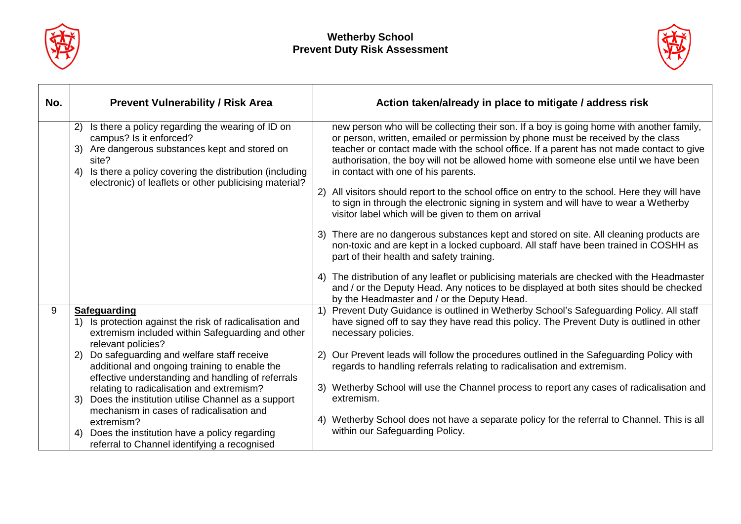# Wetherby School
## Prevent Duty Risk Assessment

| No. | Prevent Vulnerability / Risk Area | Action taken/already in place to mitigate / address risk |
|---|---|---|
| | 2) Is there a policy regarding the wearing of ID on campus? Is it enforced?<br>3) Are dangerous substances kept and stored on site?<br>4) Is there a policy covering the distribution (including electronic) of leaflets or other publicising material? | new person who will be collecting their son. If a boy is going home with another family, or person, written, emailed or permission by phone must be received by the class teacher or contact made with the school office. If a parent has not made contact to give authorisation, the boy will not be allowed home with someone else until we have been in contact with one of his parents.<br><br>2) All visitors should report to the school office on entry to the school. Here they will have to sign in through the electronic signing in system and will have to wear a Wetherby visitor label which will be given to them on arrival<br><br>3) There are no dangerous substances kept and stored on site. All cleaning products are non-toxic and are kept in a locked cupboard. All staff have been trained in COSHH as part of their health and safety training.<br><br>4) The distribution of any leaflet or publicising materials are checked with the Headmaster and / or the Deputy Head. Any notices to be displayed at both sites should be checked by the Headmaster and / or the Deputy Head. |
| 9 | **Safeguarding**<br>1) Is protection against the risk of radicalisation and extremism included within Safeguarding and other relevant policies?<br>2) Do safeguarding and welfare staff receive additional and ongoing training to enable the effective understanding and handling of referrals relating to radicalisation and extremism?<br>3) Does the institution utilise Channel as a support mechanism in cases of radicalisation and extremism?<br>4) Does the institution have a policy regarding referral to Channel identifying a recognised | 1) Prevent Duty Guidance is outlined in Wetherby School's Safeguarding Policy. All staff have signed off to say they have read this policy. The Prevent Duty is outlined in other necessary policies.<br><br>2) Our Prevent leads will follow the procedures outlined in the Safeguarding Policy with regards to handling referrals relating to radicalisation and extremism.<br><br>3) Wetherby School will use the Channel process to report any cases of radicalisation and extremism.<br><br>4) Wetherby School does not have a separate policy for the referral to Channel. This is all within our Safeguarding Policy. |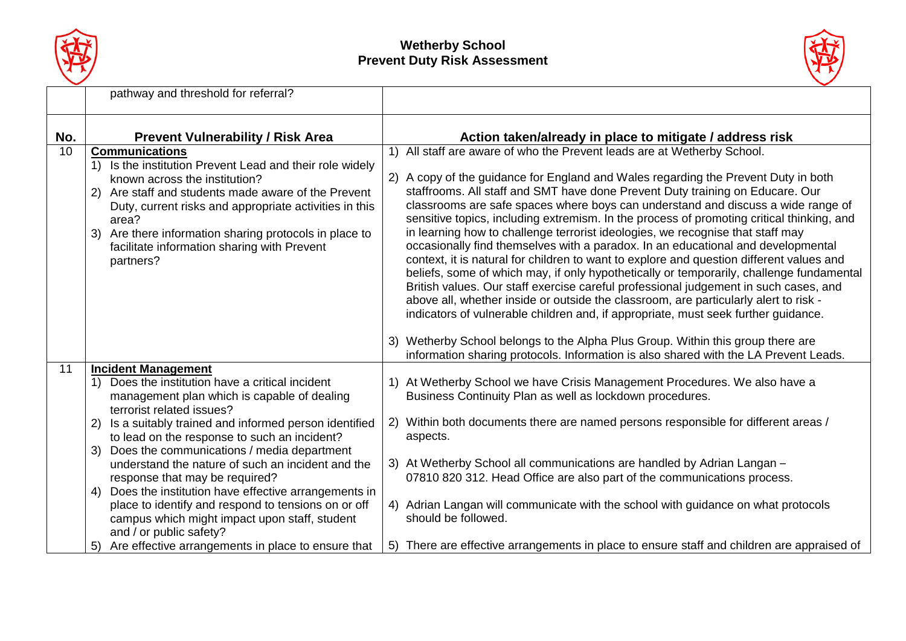| No. | Prevent Vulnerability / Risk Area | Action taken/already in place to mitigate / address risk |
|---|---|---|
| | pathway and threshold for referral? | |
| 10 | **Communications**<br>1) Is the institution Prevent Lead and their role widely known across the institution?<br>2) Are staff and students made aware of the Prevent Duty, current risks and appropriate activities in this area?<br>3) Are there information sharing protocols in place to facilitate information sharing with Prevent partners? | 1) All staff are aware of who the Prevent leads are at Wetherby School.<br><br>2) A copy of the guidance for England and Wales regarding the Prevent Duty in both staffrooms. All staff and SMT have done Prevent Duty training on Educare. Our classrooms are safe spaces where boys can understand and discuss a wide range of sensitive topics, including extremism. In the process of promoting critical thinking, and in learning how to challenge terrorist ideologies, we recognise that staff may occasionally find themselves with a paradox. In an educational and developmental context, it is natural for children to want to explore and question different values and beliefs, some of which may, if only hypothetically or temporarily, challenge fundamental British values. Our staff exercise careful professional judgement in such cases, and above all, whether inside or outside the classroom, are particularly alert to risk - indicators of vulnerable children and, if appropriate, must seek further guidance.<br><br>3) Wetherby School belongs to the Alpha Plus Group. Within this group there are information sharing protocols. Information is also shared with the LA Prevent Leads. |
| 11 | **Incident Management**<br>1) Does the institution have a critical incident management plan which is capable of dealing terrorist related issues?<br>2) Is a suitably trained and informed person identified to lead on the response to such an incident?<br>3) Does the communications / media department understand the nature of such an incident and the response that may be required?<br>4) Does the institution have effective arrangements in place to identify and respond to tensions on or off campus which might impact upon staff, student and / or public safety?<br>5) Are effective arrangements in place to ensure that | 1) At Wetherby School we have Crisis Management Procedures. We also have a Business Continuity Plan as well as lockdown procedures.<br><br>2) Within both documents there are named persons responsible for different areas / aspects.<br><br>3) At Wetherby School all communications are handled by Adrian Langan – 07810 820 312. Head Office are also part of the communications process.<br><br>4) Adrian Langan will communicate with the school with guidance on what protocols should be followed.<br><br>5) There are effective arrangements in place to ensure staff and children are appraised of |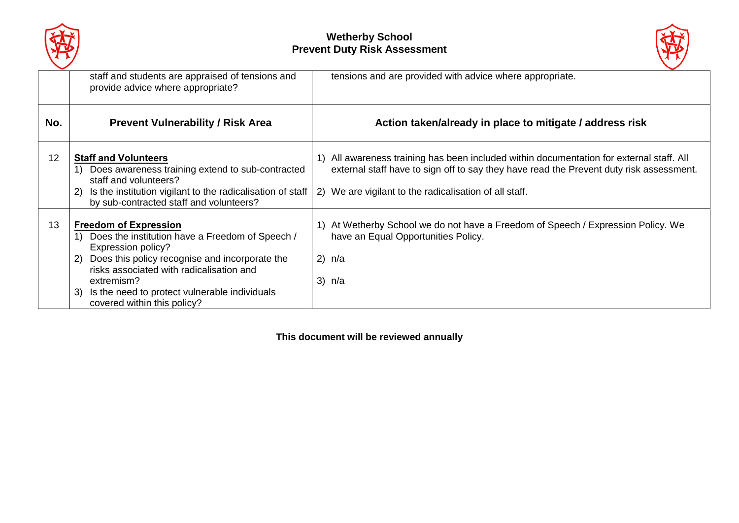| No. | Prevent Vulnerability / Risk Area | Action taken/already in place to mitigate / address risk |
|---|---|---|
| | staff and students are appraised of tensions and provide advice where appropriate? | tensions and are provided with advice where appropriate. |
| 12 | **Staff and Volunteers**<br>1) Does awareness training extend to sub-contracted staff and volunteers?<br>2) Is the institution vigilant to the radicalisation of staff by sub-contracted staff and volunteers? | 1) All awareness training has been included within documentation for external staff. All external staff have to sign off to say they have read the Prevent duty risk assessment.<br>2) We are vigilant to the radicalisation of all staff. |
| 13 | **Freedom of Expression**<br>1) Does the institution have a Freedom of Speech / Expression policy?<br>2) Does this policy recognise and incorporate the risks associated with radicalisation and extremism?<br>3) Is the need to protect vulnerable individuals covered within this policy? | 1) At Wetherby School we do not have a Freedom of Speech / Expression Policy. We have an Equal Opportunities Policy.<br>2) n/a<br>3) n/a |

**This document will be reviewed annually**